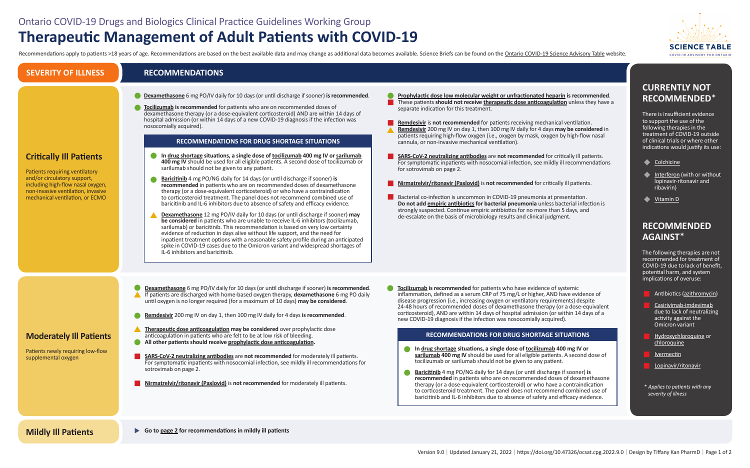Ontario COVID-19 Drugs and Biologics Clinical Practice Guidelines Working Group

# Therapeutic Management of Adult Patients with COVID-19

Recommendations apply to patients >18 years of age. Recommendations are based on the best available data and may change as additional data becomes available. Science Briefs can be found on the Ontario COVID-19 Science Advisory Table website.

## SEVERITY OF ILLNESS / RECOMMENDATIONS

### Critically Ill Patients

Patients requiring ventilatory and/or circulatory support, including high-flow nasal oxygen, non-invasive ventilation, invasive mechanical ventilation, or ECMO

- ● **Dexamethasone** 6 mg PO/IV daily for 10 days (or until discharge if sooner) **is recommended**.
- ● **Tocilizumab is recommended** for patients who are on recommended doses of dexamethasone therapy (or a dose-equivalent corticosteroid) AND are within 14 days of hospital admission (or within 14 days of a new COVID-19 diagnosis if the infection was nosocomially acquired).

**RECOMMENDATIONS FOR DRUG SHORTAGE SITUATIONS**

- ● **In drug shortage situations, a single dose of tocilizumab 400 mg IV or sarilumab 400 mg IV** should be used for all eligible patients. A second dose of tocilizumab or sarilumab should not be given to any patient.
- ● **Baricitinib** 4 mg PO/NG daily for 14 days (or until discharge if sooner) **is recommended** in patients who are on recommended doses of dexamethasone therapy (or a dose-equivalent corticosteroid) or who have a contraindication to corticosteroid treatment. The panel does not recommend combined use of baricitinib and IL-6 inhibitors due to absence of safety and efficacy evidence.
- ▲ **Dexamethasone** 12 mg PO/IV daily for 10 days (or until discharge if sooner) **may be considered** in patients who are unable to receive IL-6 inhibitors (tocilizumab, sarilumab) or baricitinib. This recommendation is based on very low certainty evidence of reduction in days alive without life support, and the need for inpatient treatment options with a reasonable safety profile during an anticipated spike in COVID-19 cases due to the Omicron variant and widespread shortages of IL-6 inhibitors and baricitinib.

- ● **Prophylactic dose low molecular weight or unfractionated heparin** is recommended.
- ■ These patients **should not receive therapeutic dose anticoagulation** unless they have a separate indication for this treatment.
- ■ **Remdesivir** is **not recommended** for patients receiving mechanical ventilation.
- ▲ **Remdesivir** 200 mg IV on day 1, then 100 mg IV daily for 4 days **may be considered** in patients requiring high-flow oxygen (i.e., oxygen by mask, oxygen by high-flow nasal cannula, or non-invasive mechanical ventilation).
- ■ **SARS-CoV-2 neutralizing antibodies** are **not recommended** for critically ill patients. For symptomatic inpatients with nosocomial infection, see mildly ill recommendations for sotrovimab on page 2.
- ■ **Nirmatrelvir/ritonavir (Paxlovid)** is **not recommended** for critically ill patients.
- ■ Bacterial co-infection is uncommon in COVID-19 pneumonia at presentation. **Do not add empiric antibiotics for bacterial pneumonia** unless bacterial infection is strongly suspected. Continue empiric antibiotics for no more than 5 days, and de-escalate on the basis of microbiology results and clinical judgment.

### Moderately Ill Patients

Patients newly requiring low-flow supplemental oxygen

- ● **Dexamethasone** 6 mg PO/IV daily for 10 days (or until discharge if sooner) **is recommended**.
- ▲ If patients are discharged with home-based oxygen therapy, **dexamethasone** 6 mg PO daily until oxygen is no longer required (for a maximum of 10 days) **may be considered**.
- ● **Remdesivir** 200 mg IV on day 1, then 100 mg IV daily for 4 days **is recommended**.
- ▲ **Therapeutic dose anticoagulation may be considered** over prophylactic dose anticoagulation in patients who are felt to be at low risk of bleeding.
- ● **All other patients should receive prophylactic dose anticoagulation.**
- ■ **SARS-CoV-2 neutralizing antibodies** are **not recommended** for moderately ill patients. For symptomatic inpatients with nosocomial infection, see mildly ill recommendations for sotrovimab on page 2.
- ■ **Nirmatrelvir/ritonavir (Paxlovid)** is **not recommended** for moderately ill patients.
- ● **Tocilizumab is recommended** for patients who have evidence of systemic inflammation, defined as a serum CRP of 75 mg/L or higher, AND have evidence of disease progression (i.e., increasing oxygen or ventilatory requirements) despite 24-48 hours of recommended doses of dexamethasone therapy (or a dose-equivalent corticosteroid), AND are within 14 days of hospital admission (or within 14 days of a new COVID-19 diagnosis if the infection was nosocomially acquired).

**RECOMMENDATIONS FOR DRUG SHORTAGE SITUATIONS**

- ● **In drug shortage situations, a single dose of tocilizumab 400 mg IV or sarilumab 400 mg IV** should be used for all eligible patients. A second dose of tocilizumab or sarilumab should not be given to any patient.
- ● **Baricitinib** 4 mg PO/NG daily for 14 days (or until discharge if sooner) **is recommended** in patients who are on recommended doses of dexamethasone therapy (or a dose-equivalent corticosteroid) or who have a contraindication to corticosteroid treatment. The panel does not recommend combined use of baricitinib and IL-6 inhibitors due to absence of safety and efficacy evidence.

### Mildly Ill Patients

▶ **Go to page 2 for recommendations in mildly ill patients**

## CURRENTLY NOT RECOMMENDED*

There is insufficient evidence to support the use of the following therapies in the treatment of COVID-19 outside of clinical trials or where other indications would justify its use:

- ◆ Colchicine
- ◆ Interferon (with or without lopinavir-ritonavir and ribavirin)
- ◆ Vitamin D

## RECOMMENDED AGAINST*

The following therapies are not recommended for treatment of COVID-19 due to lack of benefit, potential harm, and system implications of overuse:

- ■ Antibiotics (azithromycin)
- ■ Casirivimab-imdevimab due to lack of neutralizing activity against the Omicron variant
- ■ Hydroxychloroquine or chloroquine
- ■ Ivermectin
- ■ Lopinavir/ritonavir

*\* Applies to patients with any severity of illness*

Version 9.0 | Updated January 21, 2022 | https://doi.org/10.47326/ocsat.cpg.2022.9.0 | Design by Tiffany Kan PharmD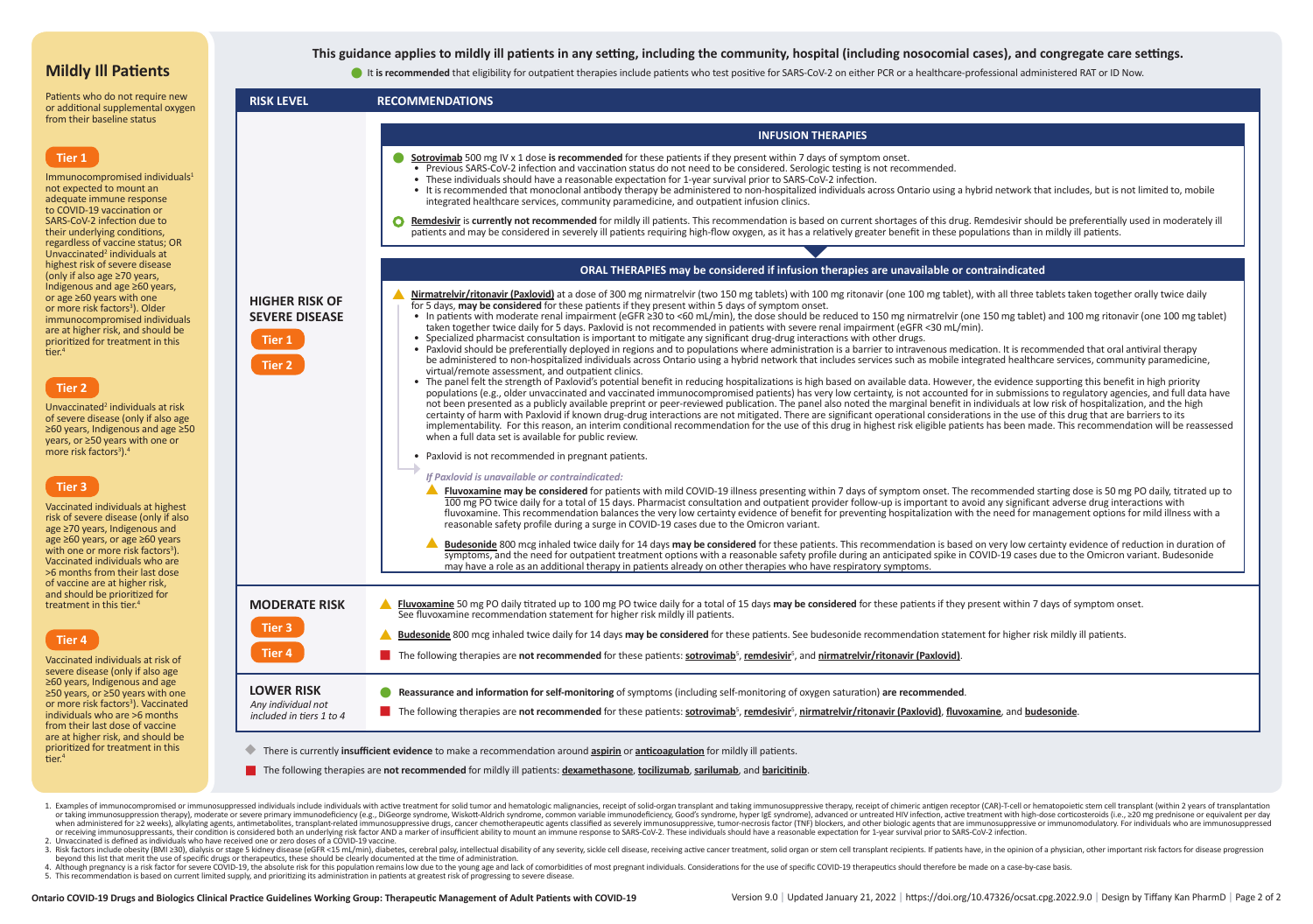## Mildly Ill Patients

Patients who do not require new or additional supplemental oxygen from their baseline status

**Tier 1**

Immunocompromised individuals[1] not expected to mount an adequate immune response to COVID-19 vaccination or SARS-CoV-2 infection due to their underlying conditions, regardless of vaccine status; OR Unvaccinated[2] individuals at highest risk of severe disease (only if also age ≥70 years, Indigenous and age ≥60 years, or age ≥60 years with one or more risk factors[3]). Older immunocompromised individuals are at higher risk, and should be prioritized for treatment in this tier.[4]

**Tier 2**

Unvaccinated[2] individuals at risk of severe disease (only if also age ≥60 years, Indigenous and age ≥50 years, or ≥50 years with one or more risk factors[3]).[4]

**Tier 3**

Vaccinated individuals at highest risk of severe disease (only if also age ≥70 years, Indigenous and age ≥60 years, or age ≥60 years with one or more risk factors[3]). Vaccinated individuals who are >6 months from their last dose of vaccine are at higher risk, and should be prioritized for treatment in this tier.[4]

**Tier 4**

Vaccinated individuals at risk of severe disease (only if also age ≥60 years, Indigenous and age ≥50 years, or ≥50 years with one or more risk factors[3]). Vaccinated individuals who are >6 months from their last dose of vaccine are at higher risk, and should be prioritized for treatment in this tier.[4]

**This guidance applies to mildly ill patients in any setting, including the community, hospital (including nosocomial cases), and congregate care settings.**

It **is recommended** that eligibility for outpatient therapies include patients who test positive for SARS-CoV-2 on either PCR or a healthcare-professional administered RAT or ID Now.

| RISK LEVEL | RECOMMENDATIONS |
|---|---|
| **HIGHER RISK OF SEVERE DISEASE** (Tier 1, Tier 2) | **INFUSION THERAPIES**<br><br>**Sotrovimab** 500 mg IV x 1 dose **is recommended** for these patients if they present within 7 days of symptom onset.<br>• Previous SARS-CoV-2 infection and vaccination status do not need to be considered. Serologic testing is not recommended.<br>• These individuals should have a reasonable expectation for 1-year survival prior to SARS-CoV-2 infection.<br>• It is recommended that monoclonal antibody therapy be administered to non-hospitalized individuals across Ontario using a hybrid network that includes, but is not limited to, mobile integrated healthcare services, community paramedicine, and outpatient infusion clinics.<br><br>**Remdesivir** is **currently not recommended** for mildly ill patients. This recommendation is based on current shortages of this drug. Remdesivir should be preferentially used in moderately ill patients and may be considered in severely ill patients requiring high-flow oxygen, as it has a relatively greater benefit in these populations than in mildly ill patients.<br><br>**ORAL THERAPIES may be considered if infusion therapies are unavailable or contraindicated**<br><br>**Nirmatrelvir/ritonavir (Paxlovid)** at a dose of 300 mg nirmatrelvir (two 150 mg tablets) with 100 mg ritonavir (one 100 mg tablet), with all three tablets taken together orally twice daily for 5 days, **may be considered** for these patients if they present within 5 days of symptom onset.<br>• In patients with moderate renal impairment (eGFR ≥30 to <60 mL/min), the dose should be reduced to 150 mg nirmatrelvir (one 150 mg tablet) and 100 mg ritonavir (one 100 mg tablet) taken together twice daily for 5 days. Paxlovid is not recommended in patients with severe renal impairment (eGFR <30 mL/min).<br>• Specialized pharmacist consultation is important to mitigate any significant drug-drug interactions with other drugs.<br>• Paxlovid should be preferentially deployed in regions and to populations where administration is a barrier to intravenous medication. It is recommended that oral antiviral therapy be administered to non-hospitalized individuals across Ontario using a hybrid network that includes services such as mobile integrated healthcare services, community paramedicine, virtual/remote assessment, and outpatient clinics.<br>• The panel felt the strength of Paxlovid's potential benefit in reducing hospitalizations is high based on available data. However, the evidence supporting this benefit in high priority populations (e.g., older unvaccinated and vaccinated immunocompromised patients) has very low certainty, is not accounted for in submissions to regulatory agencies, and full data have not been presented as a publicly available preprint or peer-reviewed publication. The panel also noted the marginal benefit in individuals at low risk of hospitalization, and the high certainty of harm with Paxlovid if known drug-drug interactions are not mitigated. There are significant operational considerations in the use of this drug that are barriers to its implementability. For this reason, an interim conditional recommendation for the use of this drug in highest risk eligible patients has been made. This recommendation will be reassessed when a full data set is available for public review.<br>• Paxlovid is not recommended in pregnant patients.<br><br>*If Paxlovid is unavailable or contraindicated:*<br>**Fluvoxamine may be considered** for patients with mild COVID-19 illness presenting within 7 days of symptom onset. The recommended starting dose is 50 mg PO daily, titrated up to 100 mg PO twice daily for a total of 15 days. Pharmacist consultation and outpatient provider follow-up is important to avoid any significant adverse drug interactions with fluvoxamine. This recommendation balances the very low certainty evidence of benefit for preventing hospitalization with the need for management options for mild illness with a reasonable safety profile during a surge in COVID-19 cases due to the Omicron variant.<br><br>**Budesonide** 800 mcg inhaled twice daily for 14 days **may be considered** for these patients. This recommendation is based on very low certainty evidence of reduction in duration of symptoms, and the need for outpatient treatment options with a reasonable safety profile during an anticipated spike in COVID-19 cases due to the Omicron variant. Budesonide may have a role as an additional therapy in patients already on other therapies who have respiratory symptoms. |
| **MODERATE RISK** (Tier 3, Tier 4) | **Fluvoxamine** 50 mg PO daily titrated up to 100 mg PO twice daily for a total of 15 days **may be considered** for these patients if they present within 7 days of symptom onset. See fluvoxamine recommendation statement for higher risk mildly ill patients.<br><br>**Budesonide** 800 mcg inhaled twice daily for 14 days **may be considered** for these patients. See budesonide recommendation statement for higher risk mildly ill patients.<br><br>The following therapies are **not recommended** for these patients: **sotrovimab**[5], **remdesivir**[5], and **nirmatrelvir/ritonavir (Paxlovid)**. |
| **LOWER RISK** *Any individual not included in tiers 1 to 4* | **Reassurance and information for self-monitoring** of symptoms (including self-monitoring of oxygen saturation) **are recommended**.<br><br>The following therapies are **not recommended** for these patients: **sotrovimab**[5], **remdesivir**[5], **nirmatrelvir/ritonavir (Paxlovid)**, **fluvoxamine**, and **budesonide**. |

There is currently **insufficient evidence** to make a recommendation around **aspirin** or **anticoagulation** for mildly ill patients.

The following therapies are **not recommended** for mildly ill patients: **dexamethasone**, **tocilizumab**, **sarilumab**, and **baricitinib**.

1. Examples of immunocompromised or immunosuppressed individuals include individuals with active treatment for solid tumor and hematologic malignancies, receipt of solid-organ transplant and taking immunosuppressive therapy, receipt of chimeric antigen receptor (CAR)-T-cell or hematopoietic stem cell transplant (within 2 years of transplantation or taking immunosuppression therapy), moderate or severe primary immunodeficiency (e.g., DiGeorge syndrome, Wiskott-Aldrich syndrome, common variable immunodeficiency, Good's syndrome, hyper IgE syndrome), advanced or untreated HIV infection, active treatment with high-dose corticosteroids (i.e., ≥20 mg prednisone or equivalent per day when administered for ≥2 weeks), alkylating agents, antimetabolites, transplant-related immunosuppressive drugs, cancer chemotherapeutic agents classified as severely immunosuppressive, tumor-necrosis factor (TNF) blockers, and other biologic agents that are immunosuppressive or immunomodulatory. For individuals who are immunosuppressed or receiving immunosuppressants, their condition is considered both an underlying risk factor AND a marker of insufficient ability to mount an immune response to SARS-CoV-2. These individuals should have a reasonable expectation for 1-year survival prior to SARS-CoV-2 infection.
2. Unvaccinated is defined as individuals who have received one or zero doses of a COVID-19 vaccine.
3. Risk factors include obesity (BMI ≥30), dialysis or stage 5 kidney disease (eGFR <15 mL/min), diabetes, cerebral palsy, intellectual disability of any severity, sickle cell disease, receiving active cancer treatment, solid organ or stem cell transplant recipients. If patients have, in the opinion of a physician, other important risk factors for disease progression beyond this list that merit the use of specific drugs or therapeutics, these should be clearly documented at the time of administration.
4. Although pregnancy is a risk factor for severe COVID-19, the absolute risk for this population remains low due to the young age and lack of comorbidities of most pregnant individuals. Considerations for the use of specific COVID-19 therapeutics should therefore be made on a case-by-case basis.
5. This recommendation is based on current limited supply, and prioritizing its administration in patients at greatest risk of progressing to severe disease.

Ontario COVID-19 Drugs and Biologics Clinical Practice Guidelines Working Group: Therapeutic Management of Adult Patients with COVID-19

Version 9.0 | Updated January 21, 2022 | https://doi.org/10.47326/ocsat.cpg.2022.9.0 | Design by Tiffany Kan PharmD